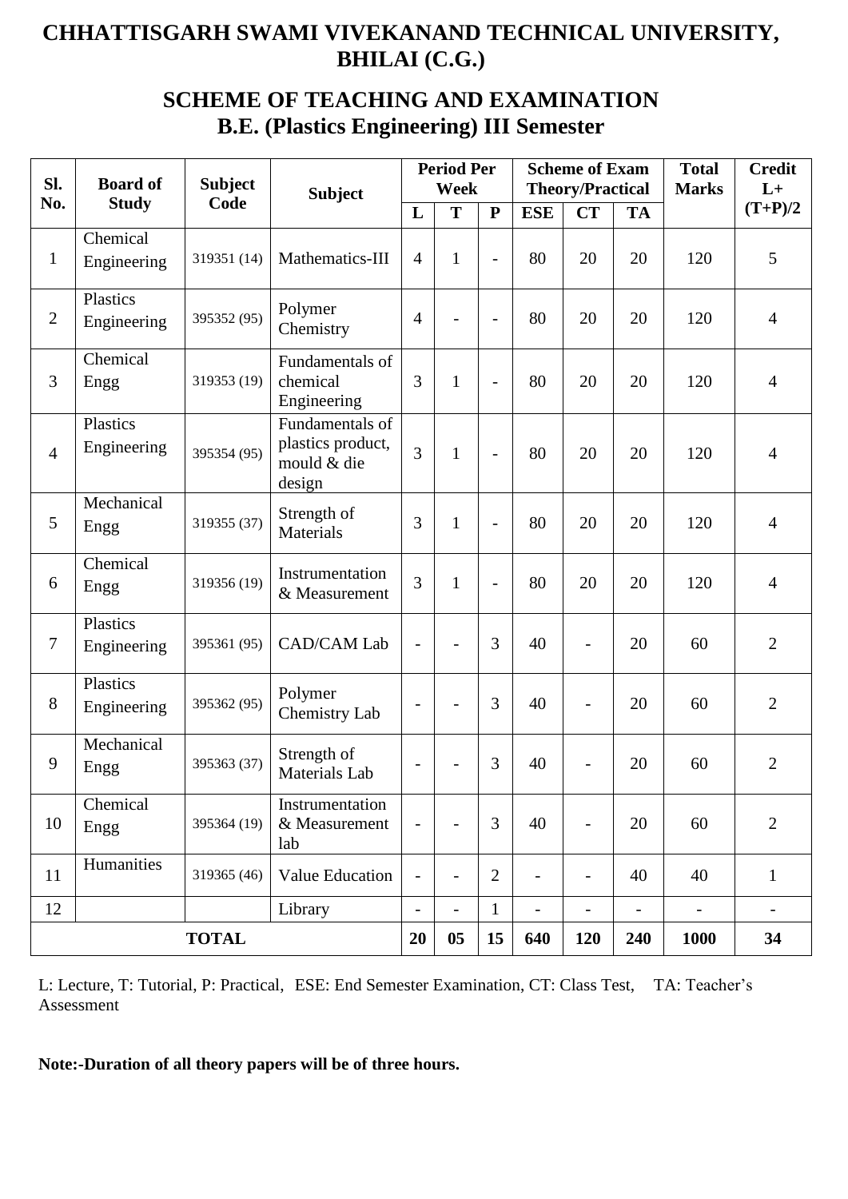# CHHATTISGARH SWAMI VIVEKANAND TECHNICAL UNIVERSITY, BHILAI (C.G.)

## SCHEME OF TEACHING AND EXAMINATION
## B.E. (Plastics Engineering) III Semester

| Sl. No. | Board of Study | Subject Code | Subject | Period Per Week | | | Scheme of Exam Theory/Practical | | | Total Marks | Credit L+ (T+P)/2 |
|---|---|---|---|---|---|---|---|---|---|---|---|
| | | | | L | T | P | ESE | CT | TA | | |
| 1 | Chemical Engineering | 319351 (14) | Mathematics-III | 4 | 1 | - | 80 | 20 | 20 | 120 | 5 |
| 2 | Plastics Engineering | 395352 (95) | Polymer Chemistry | 4 | - | - | 80 | 20 | 20 | 120 | 4 |
| 3 | Chemical Engg | 319353 (19) | Fundamentals of chemical Engineering | 3 | 1 | - | 80 | 20 | 20 | 120 | 4 |
| 4 | Plastics Engineering | 395354 (95) | Fundamentals of plastics product, mould & die design | 3 | 1 | - | 80 | 20 | 20 | 120 | 4 |
| 5 | Mechanical Engg | 319355 (37) | Strength of Materials | 3 | 1 | - | 80 | 20 | 20 | 120 | 4 |
| 6 | Chemical Engg | 319356 (19) | Instrumentation & Measurement | 3 | 1 | - | 80 | 20 | 20 | 120 | 4 |
| 7 | Plastics Engineering | 395361 (95) | CAD/CAM Lab | - | - | 3 | 40 | - | 20 | 60 | 2 |
| 8 | Plastics Engineering | 395362 (95) | Polymer Chemistry Lab | - | - | 3 | 40 | - | 20 | 60 | 2 |
| 9 | Mechanical Engg | 395363 (37) | Strength of Materials Lab | - | - | 3 | 40 | - | 20 | 60 | 2 |
| 10 | Chemical Engg | 395364 (19) | Instrumentation & Measurement lab | - | - | 3 | 40 | - | 20 | 60 | 2 |
| 11 | Humanities | 319365 (46) | Value Education | - | - | 2 | - | - | 40 | 40 | 1 |
| 12 | | | Library | - | - | 1 | - | - | - | - | - |
| **TOTAL** | | | | **20** | **05** | **15** | **640** | **120** | **240** | **1000** | **34** |

L: Lecture, T: Tutorial, P: Practical, ESE: End Semester Examination, CT: Class Test, TA: Teacher's Assessment

**Note:-Duration of all theory papers will be of three hours.**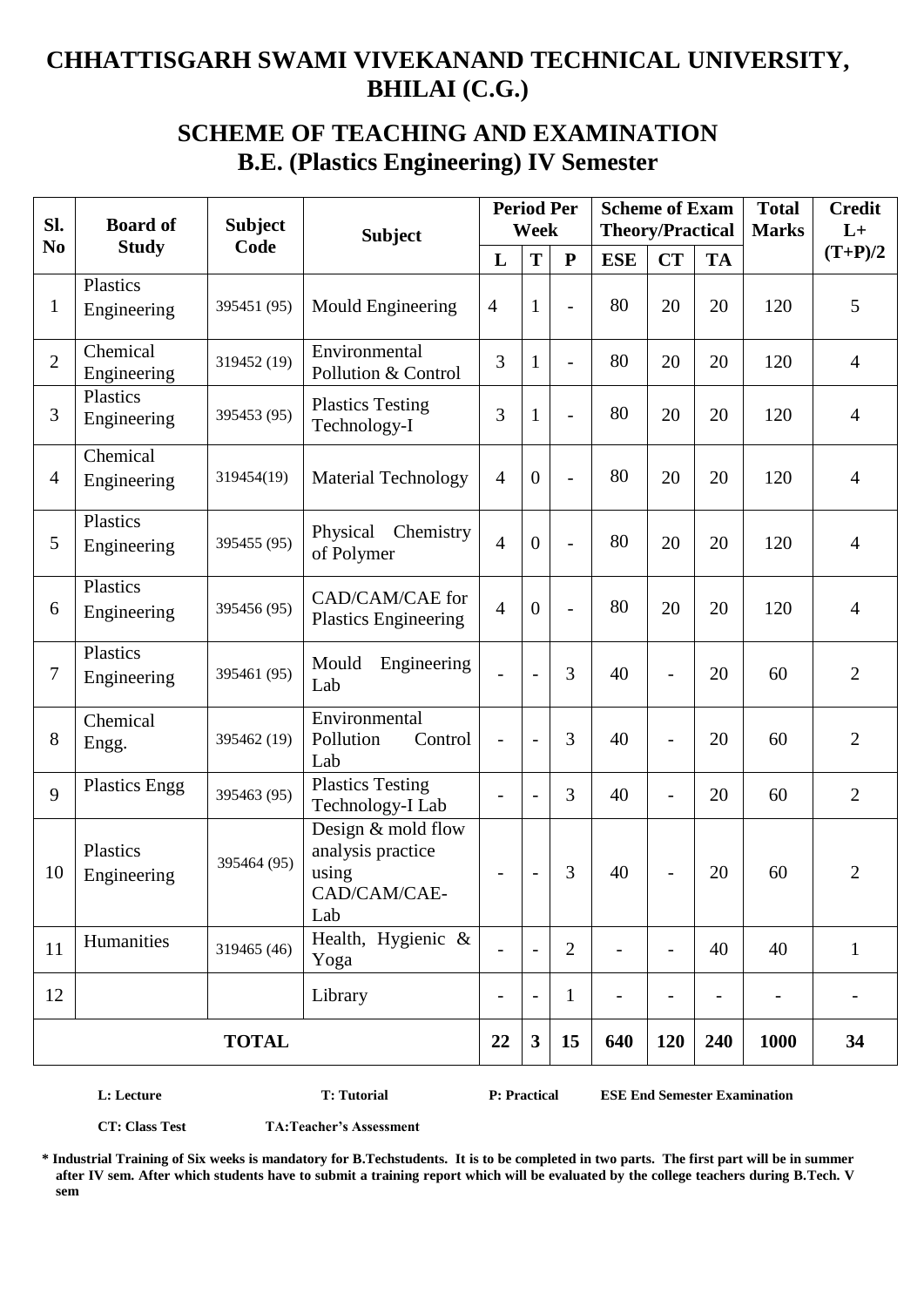# CHHATTISGARH SWAMI VIVEKANAND TECHNICAL UNIVERSITY, BHILAI (C.G.)

## SCHEME OF TEACHING AND EXAMINATION
## B.E. (Plastics Engineering) IV Semester

| Sl. No | Board of Study | Subject Code | Subject | Period Per Week | | | Scheme of Exam Theory/Practical | | | Total Marks | Credit L+ (T+P)/2 |
|---|---|---|---|---|---|---|---|---|---|---|---|
| | | | | L | T | P | ESE | CT | TA | | |
| 1 | Plastics Engineering | 395451 (95) | Mould Engineering | 4 | 1 | - | 80 | 20 | 20 | 120 | 5 |
| 2 | Chemical Engineering | 319452 (19) | Environmental Pollution & Control | 3 | 1 | - | 80 | 20 | 20 | 120 | 4 |
| 3 | Plastics Engineering | 395453 (95) | Plastics Testing Technology-I | 3 | 1 | - | 80 | 20 | 20 | 120 | 4 |
| 4 | Chemical Engineering | 319454(19) | Material Technology | 4 | 0 | - | 80 | 20 | 20 | 120 | 4 |
| 5 | Plastics Engineering | 395455 (95) | Physical Chemistry of Polymer | 4 | 0 | - | 80 | 20 | 20 | 120 | 4 |
| 6 | Plastics Engineering | 395456 (95) | CAD/CAM/CAE for Plastics Engineering | 4 | 0 | - | 80 | 20 | 20 | 120 | 4 |
| 7 | Plastics Engineering | 395461 (95) | Mould Engineering Lab | - | - | 3 | 40 | - | 20 | 60 | 2 |
| 8 | Chemical Engg. | 395462 (19) | Environmental Pollution Control Lab | - | - | 3 | 40 | - | 20 | 60 | 2 |
| 9 | Plastics Engg | 395463 (95) | Plastics Testing Technology-I Lab | - | - | 3 | 40 | - | 20 | 60 | 2 |
| 10 | Plastics Engineering | 395464 (95) | Design & mold flow analysis practice using CAD/CAM/CAE-Lab | - | - | 3 | 40 | - | 20 | 60 | 2 |
| 11 | Humanities | 319465 (46) | Health, Hygienic & Yoga | - | - | 2 | - | - | 40 | 40 | 1 |
| 12 | | | Library | - | - | 1 | - | - | - | - | - |
| **TOTAL** | | | | **22** | **3** | **15** | **640** | **120** | **240** | **1000** | **34** |

**L: Lecture** **T: Tutorial** **P: Practical** **ESE End Semester Examination**

**CT: Class Test** **TA:Teacher's Assessment**

**\* Industrial Training of Six weeks is mandatory for B.Techstudents. It is to be completed in two parts. The first part will be in summer after IV sem. After which students have to submit a training report which will be evaluated by the college teachers during B.Tech. V sem**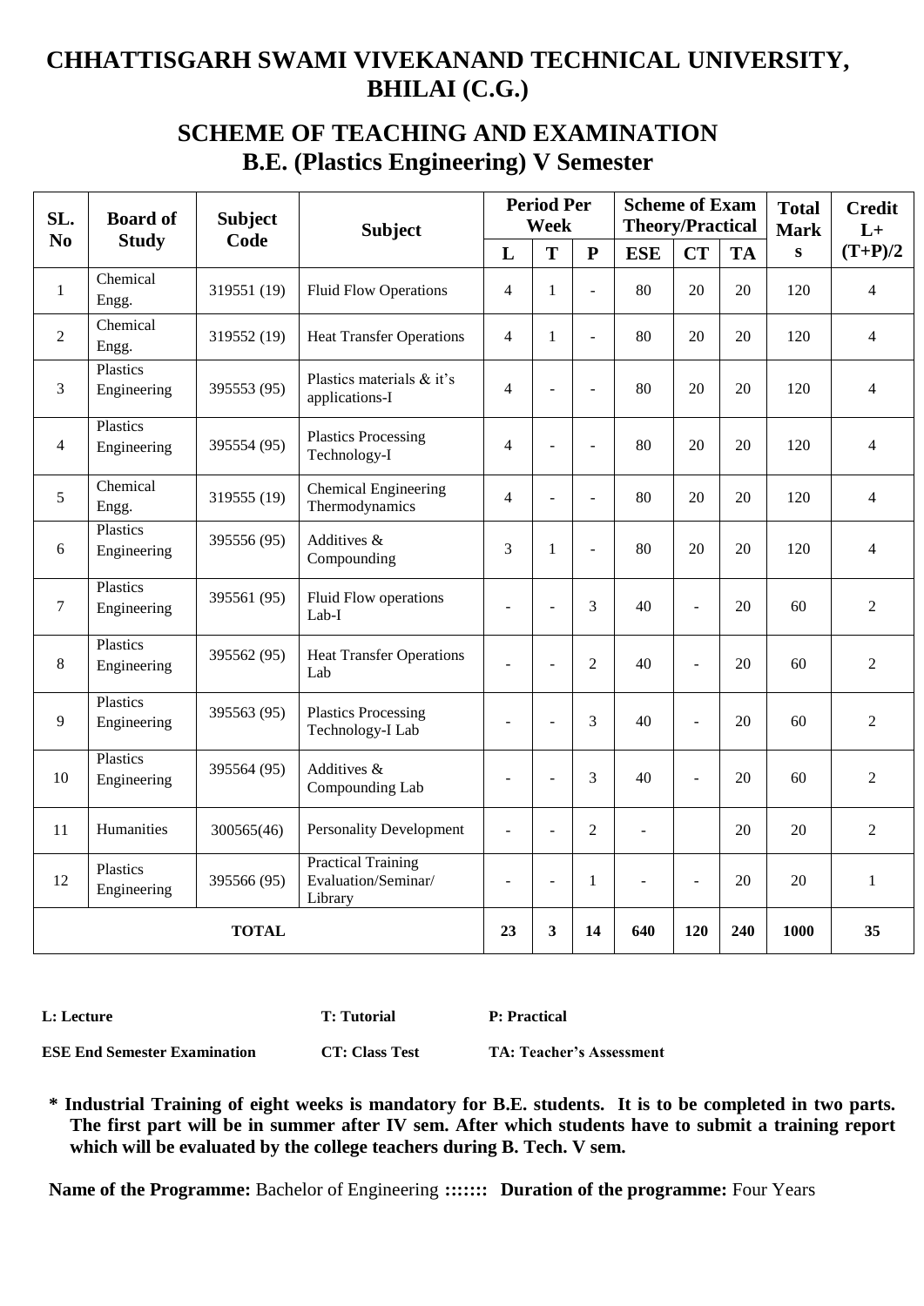# CHHATTISGARH SWAMI VIVEKANAND TECHNICAL UNIVERSITY, BHILAI (C.G.)

## SCHEME OF TEACHING AND EXAMINATION
## B.E. (Plastics Engineering) V Semester

| SL. No | Board of Study | Subject Code | Subject | Period Per Week | | | Scheme of Exam Theory/Practical | | | Total Marks | Credit L+ (T+P)/2 |
|---|---|---|---|---|---|---|---|---|---|---|---|
| | | | | L | T | P | ESE | CT | TA | | |
| 1 | Chemical Engg. | 319551 (19) | Fluid Flow Operations | 4 | 1 | - | 80 | 20 | 20 | 120 | 4 |
| 2 | Chemical Engg. | 319552 (19) | Heat Transfer Operations | 4 | 1 | - | 80 | 20 | 20 | 120 | 4 |
| 3 | Plastics Engineering | 395553 (95) | Plastics materials & it's applications-I | 4 | - | - | 80 | 20 | 20 | 120 | 4 |
| 4 | Plastics Engineering | 395554 (95) | Plastics Processing Technology-I | 4 | - | - | 80 | 20 | 20 | 120 | 4 |
| 5 | Chemical Engg. | 319555 (19) | Chemical Engineering Thermodynamics | 4 | - | - | 80 | 20 | 20 | 120 | 4 |
| 6 | Plastics Engineering | 395556 (95) | Additives & Compounding | 3 | 1 | - | 80 | 20 | 20 | 120 | 4 |
| 7 | Plastics Engineering | 395561 (95) | Fluid Flow operations Lab-I | - | - | 3 | 40 | - | 20 | 60 | 2 |
| 8 | Plastics Engineering | 395562 (95) | Heat Transfer Operations Lab | - | - | 2 | 40 | - | 20 | 60 | 2 |
| 9 | Plastics Engineering | 395563 (95) | Plastics Processing Technology-I Lab | - | - | 3 | 40 | - | 20 | 60 | 2 |
| 10 | Plastics Engineering | 395564 (95) | Additives & Compounding Lab | - | - | 3 | 40 | - | 20 | 60 | 2 |
| 11 | Humanities | 300565(46) | Personality Development | - | - | 2 | - | | 20 | 20 | 2 |
| 12 | Plastics Engineering | 395566 (95) | Practical Training Evaluation/Seminar/ Library | - | - | 1 | - | - | 20 | 20 | 1 |
| **TOTAL** | | | | **23** | **3** | **14** | **640** | **120** | **240** | **1000** | **35** |

**L: Lecture** **T: Tutorial** **P: Practical**

**ESE End Semester Examination** **CT: Class Test** **TA: Teacher's Assessment**

**\* Industrial Training of eight weeks is mandatory for B.E. students. It is to be completed in two parts. The first part will be in summer after IV sem. After which students have to submit a training report which will be evaluated by the college teachers during B. Tech. V sem.**

**Name of the Programme:** Bachelor of Engineering **:::::::** **Duration of the programme:** Four Years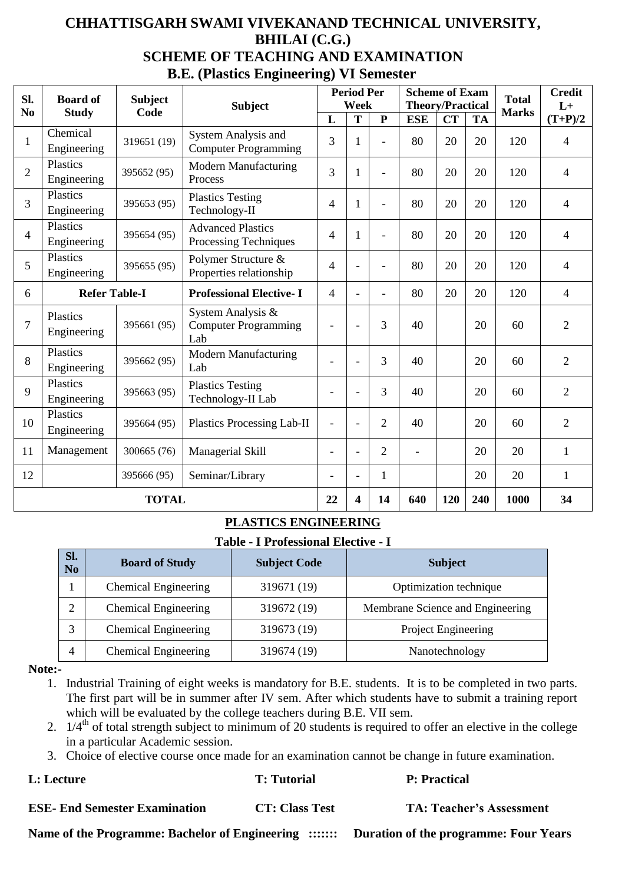# CHHATTISGARH SWAMI VIVEKANAND TECHNICAL UNIVERSITY, BHILAI (C.G.)

## SCHEME OF TEACHING AND EXAMINATION

### B.E. (Plastics Engineering) VI Semester

| Sl. No | Board of Study | Subject Code | Subject | Period Per Week | | | Scheme of Exam Theory/Practical | | | Total Marks | Credit L+ (T+P)/2 |
|---|---|---|---|---|---|---|---|---|---|---|---|
| | | | | L | T | P | ESE | CT | TA | | |
| 1 | Chemical Engineering | 319651 (19) | System Analysis and Computer Programming | 3 | 1 | - | 80 | 20 | 20 | 120 | 4 |
| 2 | Plastics Engineering | 395652 (95) | Modern Manufacturing Process | 3 | 1 | - | 80 | 20 | 20 | 120 | 4 |
| 3 | Plastics Engineering | 395653 (95) | Plastics Testing Technology-II | 4 | 1 | - | 80 | 20 | 20 | 120 | 4 |
| 4 | Plastics Engineering | 395654 (95) | Advanced Plastics Processing Techniques | 4 | 1 | - | 80 | 20 | 20 | 120 | 4 |
| 5 | Plastics Engineering | 395655 (95) | Polymer Structure & Properties relationship | 4 | - | - | 80 | 20 | 20 | 120 | 4 |
| 6 | **Refer Table-I** | | **Professional Elective- I** | 4 | - | - | 80 | 20 | 20 | 120 | 4 |
| 7 | Plastics Engineering | 395661 (95) | System Analysis & Computer Programming Lab | - | - | 3 | 40 | | 20 | 60 | 2 |
| 8 | Plastics Engineering | 395662 (95) | Modern Manufacturing Lab | - | - | 3 | 40 | | 20 | 60 | 2 |
| 9 | Plastics Engineering | 395663 (95) | Plastics Testing Technology-II Lab | - | - | 3 | 40 | | 20 | 60 | 2 |
| 10 | Plastics Engineering | 395664 (95) | Plastics Processing Lab-II | - | - | 2 | 40 | | 20 | 60 | 2 |
| 11 | Management | 300665 (76) | Managerial Skill | - | - | 2 | - | | 20 | 20 | 1 |
| 12 | | 395666 (95) | Seminar/Library | - | - | 1 | | | 20 | 20 | 1 |
| **TOTAL** | | | | **22** | **4** | **14** | **640** | **120** | **240** | **1000** | **34** |

**PLASTICS ENGINEERING**

**Table - I Professional Elective - I**

| Sl. No | Board of Study | Subject Code | Subject |
|---|---|---|---|
| 1 | Chemical Engineering | 319671 (19) | Optimization technique |
| 2 | Chemical Engineering | 319672 (19) | Membrane Science and Engineering |
| 3 | Chemical Engineering | 319673 (19) | Project Engineering |
| 4 | Chemical Engineering | 319674 (19) | Nanotechnology |

**Note:-**

1. Industrial Training of eight weeks is mandatory for B.E. students. It is to be completed in two parts. The first part will be in summer after IV sem. After which students have to submit a training report which will be evaluated by the college teachers during B.E. VII sem.
2. $1/4^{th}$ of total strength subject to minimum of 20 students is required to offer an elective in the college in a particular Academic session.
3. Choice of elective course once made for an examination cannot be change in future examination.

**L: Lecture** **T: Tutorial** **P: Practical**

**ESE- End Semester Examination** **CT: Class Test** **TA: Teacher's Assessment**

**Name of the Programme: Bachelor of Engineering ::::::: Duration of the programme: Four Years**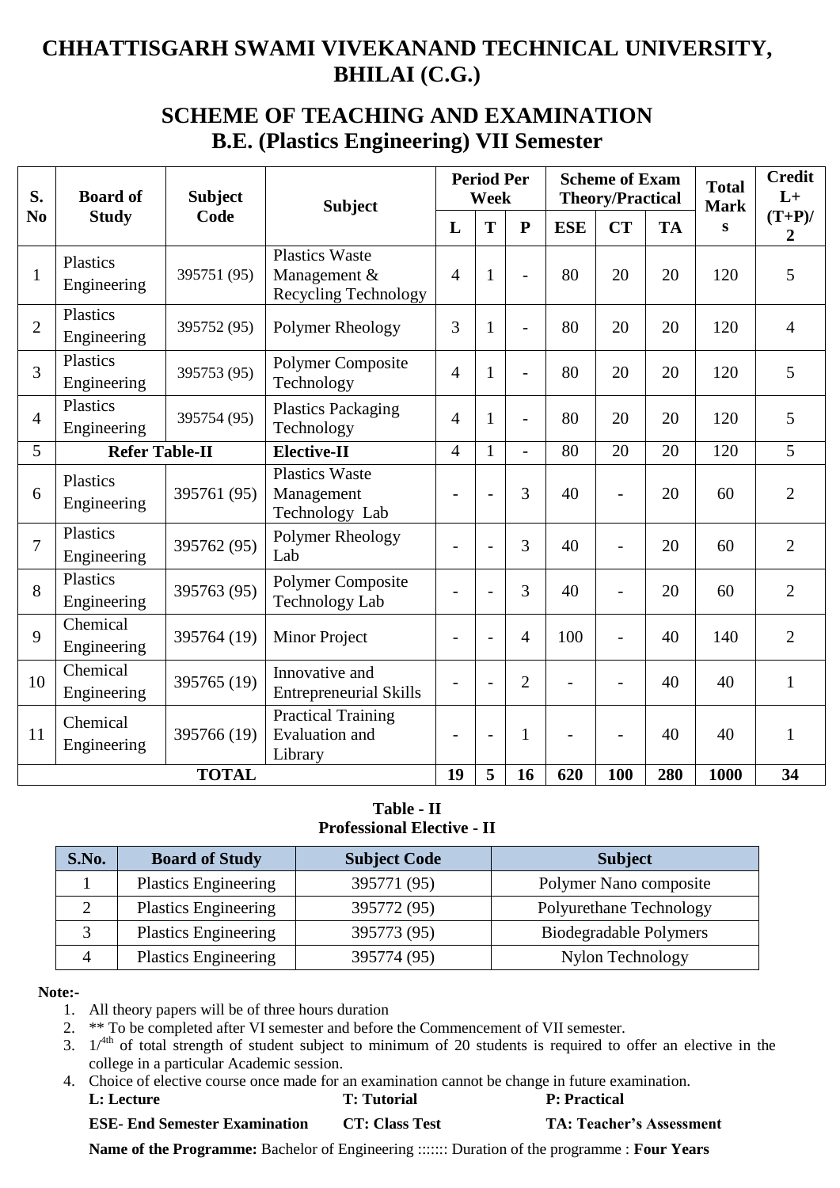# CHHATTISGARH SWAMI VIVEKANAND TECHNICAL UNIVERSITY, BHILAI (C.G.)

## SCHEME OF TEACHING AND EXAMINATION
## B.E. (Plastics Engineering) VII Semester

| S. No | Board of Study | Subject Code | Subject | Period Per Week | | | Scheme of Exam Theory/Practical | | | Total Marks | Credit L+ (T+P)/2 |
|---|---|---|---|---|---|---|---|---|---|---|---|
| | | | | L | T | P | ESE | CT | TA | | |
| 1 | Plastics Engineering | 395751 (95) | Plastics Waste Management & Recycling Technology | 4 | 1 | - | 80 | 20 | 20 | 120 | 5 |
| 2 | Plastics Engineering | 395752 (95) | Polymer Rheology | 3 | 1 | - | 80 | 20 | 20 | 120 | 4 |
| 3 | Plastics Engineering | 395753 (95) | Polymer Composite Technology | 4 | 1 | - | 80 | 20 | 20 | 120 | 5 |
| 4 | Plastics Engineering | 395754 (95) | Plastics Packaging Technology | 4 | 1 | - | 80 | 20 | 20 | 120 | 5 |
| 5 | **Refer Table-II** | | **Elective-II** | 4 | 1 | - | 80 | 20 | 20 | 120 | 5 |
| 6 | Plastics Engineering | 395761 (95) | Plastics Waste Management Technology Lab | - | - | 3 | 40 | - | 20 | 60 | 2 |
| 7 | Plastics Engineering | 395762 (95) | Polymer Rheology Lab | - | - | 3 | 40 | - | 20 | 60 | 2 |
| 8 | Plastics Engineering | 395763 (95) | Polymer Composite Technology Lab | - | - | 3 | 40 | - | 20 | 60 | 2 |
| 9 | Chemical Engineering | 395764 (19) | Minor Project | - | - | 4 | 100 | - | 40 | 140 | 2 |
| 10 | Chemical Engineering | 395765 (19) | Innovative and Entrepreneurial Skills | - | - | 2 | - | - | 40 | 40 | 1 |
| 11 | Chemical Engineering | 395766 (19) | Practical Training Evaluation and Library | - | - | 1 | - | - | 40 | 40 | 1 |
| **TOTAL** | | | | **19** | **5** | **16** | **620** | **100** | **280** | **1000** | **34** |

**Table - II**
**Professional Elective - II**

| S.No. | Board of Study | Subject Code | Subject |
|---|---|---|---|
| 1 | Plastics Engineering | 395771 (95) | Polymer Nano composite |
| 2 | Plastics Engineering | 395772 (95) | Polyurethane Technology |
| 3 | Plastics Engineering | 395773 (95) | Biodegradable Polymers |
| 4 | Plastics Engineering | 395774 (95) | Nylon Technology |

**Note:-**

1. All theory papers will be of three hours duration
2. ** To be completed after VI semester and before the Commencement of VII semester.
3. 1/4th of total strength of student subject to minimum of 20 students is required to offer an elective in the college in a particular Academic session.
4. Choice of elective course once made for an examination cannot be change in future examination.

**L: Lecture** **T: Tutorial** **P: Practical**

**ESE- End Semester Examination** **CT: Class Test** **TA: Teacher's Assessment**

**Name of the Programme:** Bachelor of Engineering ::::::: Duration of the programme : **Four Years**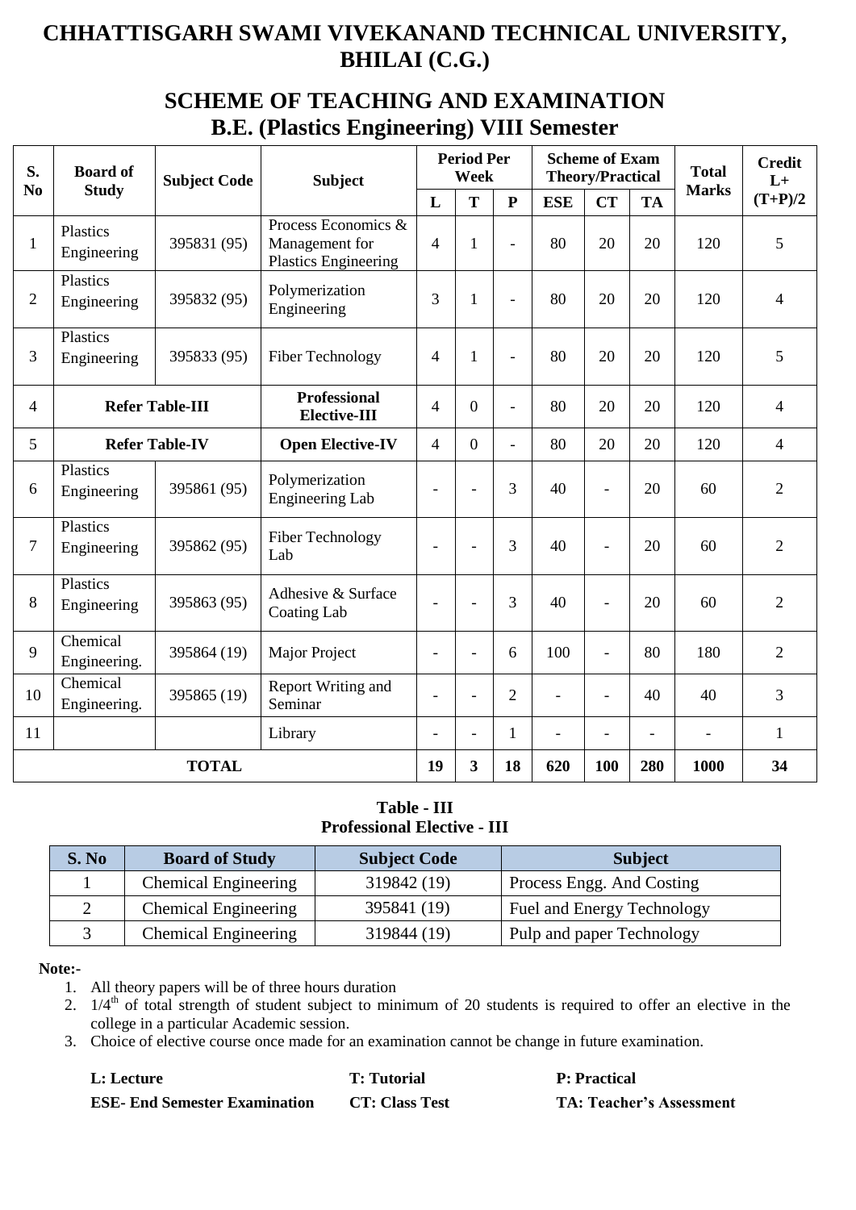# CHHATTISGARH SWAMI VIVEKANAND TECHNICAL UNIVERSITY, BHILAI (C.G.)

## SCHEME OF TEACHING AND EXAMINATION
## B.E. (Plastics Engineering) VIII Semester

| S. No | Board of Study | Subject Code | Subject | Period Per Week | | | Scheme of Exam Theory/Practical | | | Total Marks | Credit L+ (T+P)/2 |
|---|---|---|---|---|---|---|---|---|---|---|---|
| | | | | L | T | P | ESE | CT | TA | | |
| 1 | Plastics Engineering | 395831 (95) | Process Economics & Management for Plastics Engineering | 4 | 1 | - | 80 | 20 | 20 | 120 | 5 |
| 2 | Plastics Engineering | 395832 (95) | Polymerization Engineering | 3 | 1 | - | 80 | 20 | 20 | 120 | 4 |
| 3 | Plastics Engineering | 395833 (95) | Fiber Technology | 4 | 1 | - | 80 | 20 | 20 | 120 | 5 |
| 4 | **Refer Table-III** | | **Professional Elective-III** | 4 | 0 | - | 80 | 20 | 20 | 120 | 4 |
| 5 | **Refer Table-IV** | | **Open Elective-IV** | 4 | 0 | - | 80 | 20 | 20 | 120 | 4 |
| 6 | Plastics Engineering | 395861 (95) | Polymerization Engineering Lab | - | - | 3 | 40 | - | 20 | 60 | 2 |
| 7 | Plastics Engineering | 395862 (95) | Fiber Technology Lab | - | - | 3 | 40 | - | 20 | 60 | 2 |
| 8 | Plastics Engineering | 395863 (95) | Adhesive & Surface Coating Lab | - | - | 3 | 40 | - | 20 | 60 | 2 |
| 9 | Chemical Engineering. | 395864 (19) | Major Project | - | - | 6 | 100 | - | 80 | 180 | 2 |
| 10 | Chemical Engineering. | 395865 (19) | Report Writing and Seminar | - | - | 2 | - | - | 40 | 40 | 3 |
| 11 | | | Library | - | - | 1 | - | - | - | - | 1 |
| **TOTAL** | | | | **19** | **3** | **18** | **620** | **100** | **280** | **1000** | **34** |

**Table - III**
**Professional Elective - III**

| S. No | Board of Study | Subject Code | Subject |
|---|---|---|---|
| 1 | Chemical Engineering | 319842 (19) | Process Engg. And Costing |
| 2 | Chemical Engineering | 395841 (19) | Fuel and Energy Technology |
| 3 | Chemical Engineering | 319844 (19) | Pulp and paper Technology |

**Note:-**

1. All theory papers will be of three hours duration
2. 1/4th of total strength of student subject to minimum of 20 students is required to offer an elective in the college in a particular Academic session.
3. Choice of elective course once made for an examination cannot be change in future examination.

**L: Lecture** **T: Tutorial** **P: Practical**

**ESE- End Semester Examination** **CT: Class Test** **TA: Teacher's Assessment**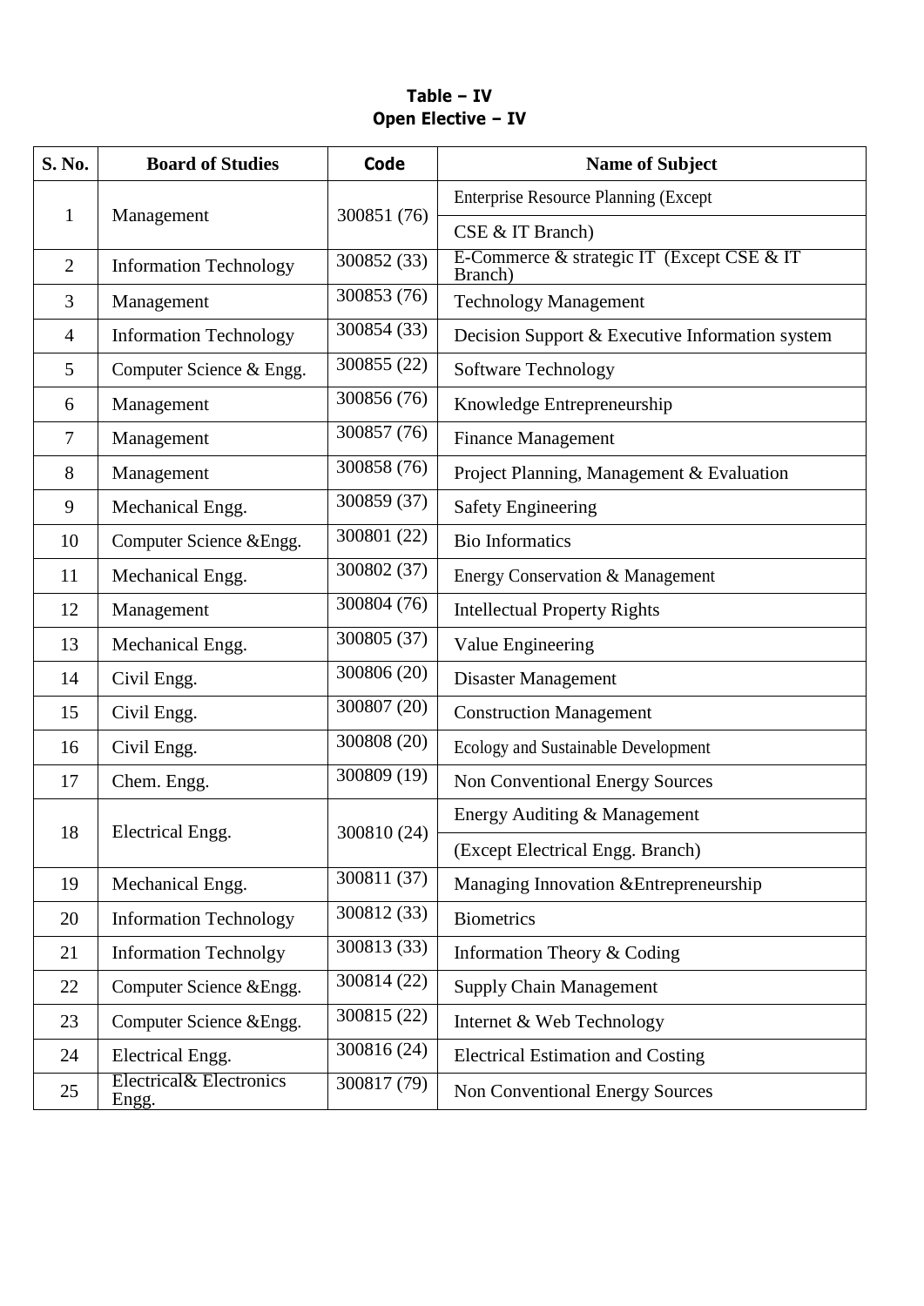**Table – IV**
**Open Elective – IV**

| S. No. | Board of Studies | Code | Name of Subject |
|---|---|---|---|
| 1 | Management | 300851 (76) | Enterprise Resource Planning (Except CSE & IT Branch) |
| 2 | Information Technology | 300852 (33) | E-Commerce & strategic IT (Except CSE & IT Branch) |
| 3 | Management | 300853 (76) | Technology Management |
| 4 | Information Technology | 300854 (33) | Decision Support & Executive Information system |
| 5 | Computer Science & Engg. | 300855 (22) | Software Technology |
| 6 | Management | 300856 (76) | Knowledge Entrepreneurship |
| 7 | Management | 300857 (76) | Finance Management |
| 8 | Management | 300858 (76) | Project Planning, Management & Evaluation |
| 9 | Mechanical Engg. | 300859 (37) | Safety Engineering |
| 10 | Computer Science &Engg. | 300801 (22) | Bio Informatics |
| 11 | Mechanical Engg. | 300802 (37) | Energy Conservation & Management |
| 12 | Management | 300804 (76) | Intellectual Property Rights |
| 13 | Mechanical Engg. | 300805 (37) | Value Engineering |
| 14 | Civil Engg. | 300806 (20) | Disaster Management |
| 15 | Civil Engg. | 300807 (20) | Construction Management |
| 16 | Civil Engg. | 300808 (20) | Ecology and Sustainable Development |
| 17 | Chem. Engg. | 300809 (19) | Non Conventional Energy Sources |
| 18 | Electrical Engg. | 300810 (24) | Energy Auditing & Management (Except Electrical Engg. Branch) |
| 19 | Mechanical Engg. | 300811 (37) | Managing Innovation &Entrepreneurship |
| 20 | Information Technology | 300812 (33) | Biometrics |
| 21 | Information Technolgy | 300813 (33) | Information Theory & Coding |
| 22 | Computer Science &Engg. | 300814 (22) | Supply Chain Management |
| 23 | Computer Science &Engg. | 300815 (22) | Internet & Web Technology |
| 24 | Electrical Engg. | 300816 (24) | Electrical Estimation and Costing |
| 25 | Electrical& Electronics Engg. | 300817 (79) | Non Conventional Energy Sources |